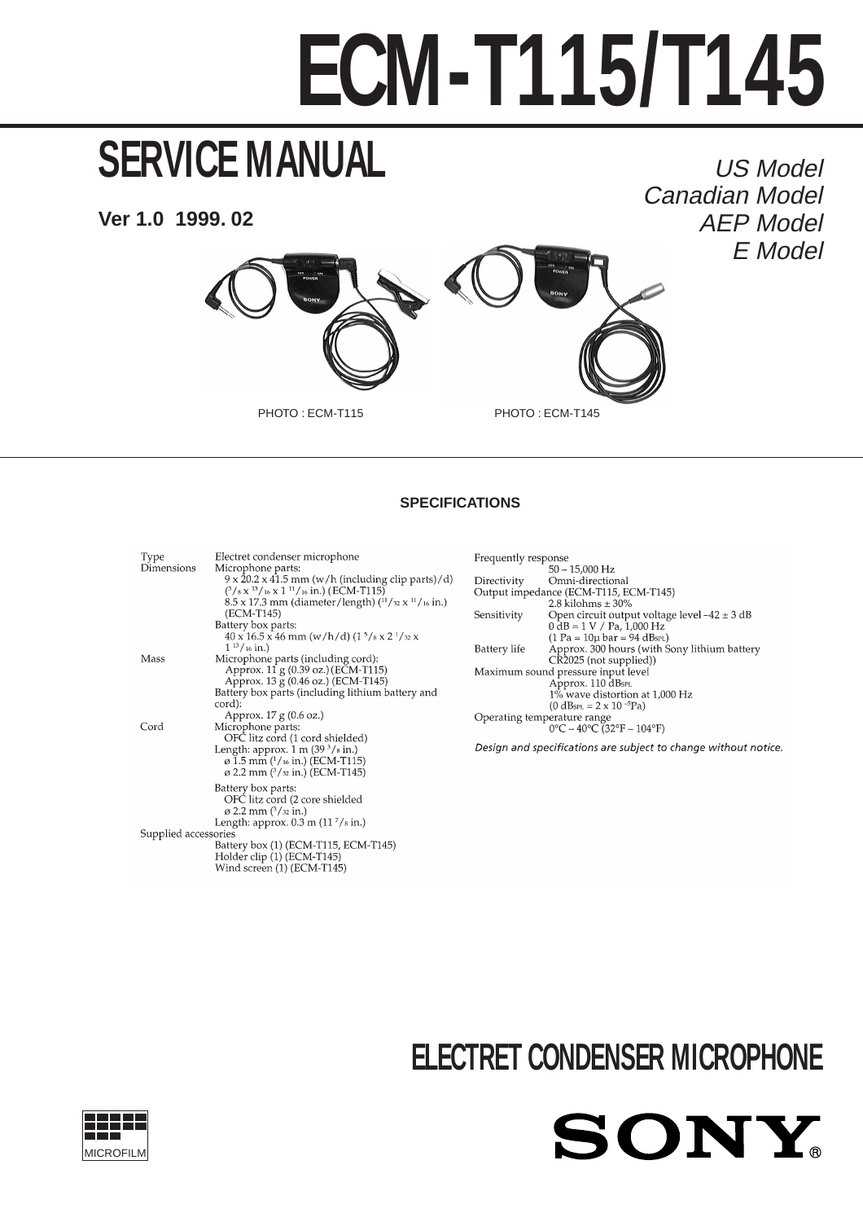# ECM-T115/T145

## SERVICE MANUAL

**Ver 1.0 1999. 02**

*US Model*
*Canadian Model*
*AEP Model*
*E Model*

PHOTO : ECM-T115

PHOTO : ECM-T145

### SPECIFICATIONS

**Type**
Electret condenser microphone

**Dimensions**
Microphone parts:
9 x 20.2 x 41.5 mm (w/h (including clip parts)/d) (3/8 x 13/16 x 1 11/16 in.) (ECM-T115)
8.5 x 17.3 mm (diameter/length) (11/32 x 11/16 in.) (ECM-T145)
Battery box parts:
40 x 16.5 x 46 mm (w/h/d) (1 5/8 x 2 1/32 x 1 13/16 in.)

**Mass**
Microphone parts (including cord):
Approx. 11 g (0.39 oz.) (ECM-T115)
Approx. 13 g (0.46 oz.) (ECM-T145)
Battery box parts (including lithium battery and cord):
Approx. 17 g (0.6 oz.)

**Cord**
Microphone parts:
OFC litz cord (1 cord shielded)
Length: approx. 1 m (39 3/8 in.)
ø 1.5 mm (1/16 in.) (ECM-T115)
ø 2.2 mm (3/32 in.) (ECM-T145)
Battery box parts:
OFC litz cord (2 core shielded
ø 2.2 mm (3/32 in.)
Length: approx. 0.3 m (11 7/8 in.)

**Supplied accessories**
Battery box (1) (ECM-T115, ECM-T145)
Holder clip (1) (ECM-T145)
Wind screen (1) (ECM-T145)

**Frequently response**
50 – 15,000 Hz

**Directivity**
Omni-directional

**Output impedance (ECM-T115, ECM-T145)**
2.8 kilohms ± 30%

**Sensitivity**
Open circuit output voltage level –42 ± 3 dB
0 dB = 1 V / Pa, 1,000 Hz
(1 Pa = 10μ bar = 94 $dB_{SPL}$)

**Battery life**
Approx. 300 hours (with Sony lithium battery CR2025 (not supplied))

**Maximum sound pressure input level**
Approx. 110 $dB_{SPL}$
1% wave distortion at 1,000 Hz
(0 $dB_{SPL}$ = 2 x $10^{-5}$Pa)

**Operating temperature range**
0°C – 40°C (32°F – 104°F)

*Design and specifications are subject to change without notice.*

## ELECTRET CONDENSER MICROPHONE

MICROFILM

SONY®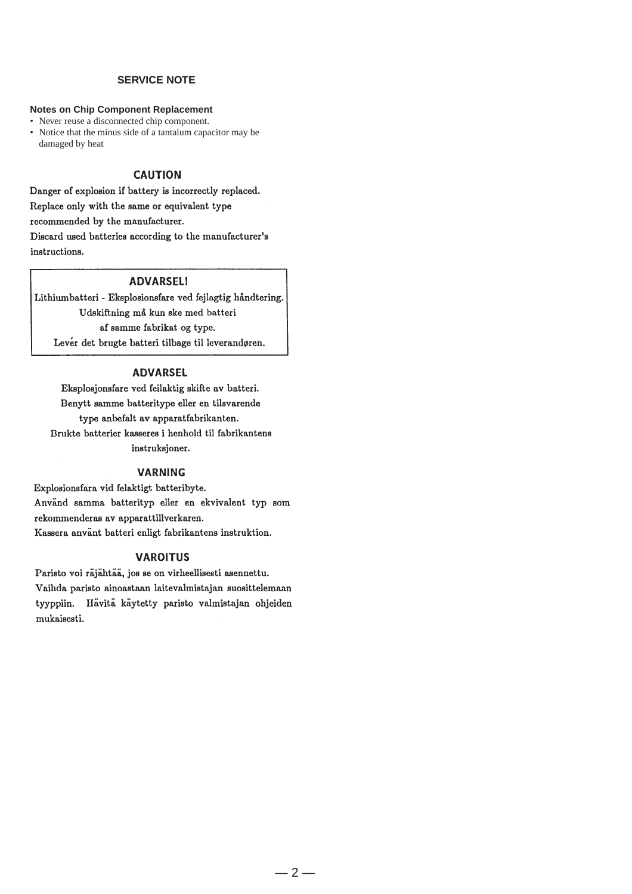## SERVICE NOTE

### Notes on Chip Component Replacement

- Never reuse a disconnected chip component.
- Notice that the minus side of a tantalum capacitor may be damaged by heat

### CAUTION

Danger of explosion if battery is incorrectly replaced.
Replace only with the same or equivalent type recommended by the manufacturer.
Discard used batteries according to the manufacturer's instructions.

### ADVARSEL!

Lithiumbatteri - Eksplosionsfare ved fejlagtig håndtering.
Udskiftning må kun ske med batteri af samme fabrikat og type.
Levér det brugte batteri tilbage til leverandøren.

### ADVARSEL

Eksplosjonsfare ved feilaktig skifte av batteri.
Benytt samme batteritype eller en tilsvarende type anbefalt av apparatfabrikanten.
Brukte batterier kasseres i henhold til fabrikantens instruksjoner.

### VARNING

Explosionsfara vid felaktigt batteribyte.
Använd samma batterityp eller en ekvivalent typ som rekommenderas av apparattillverkaren.
Kassera använt batteri enligt fabrikantens instruktion.

### VAROITUS

Paristo voi räjähtää, jos se on virheellisesti asennettu.
Vaihda paristo ainoastaan laitevalmistajan suosittelemaan tyyppiin. Hävitä käytetty paristo valmistajan ohjeiden mukaisesti.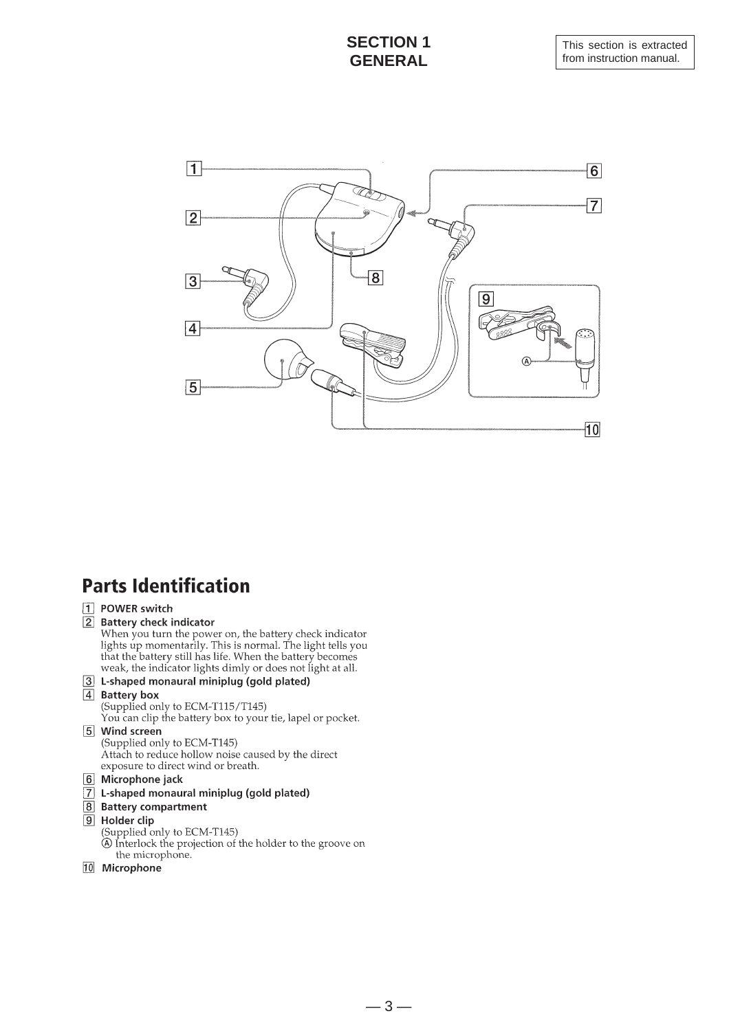# SECTION 1
# GENERAL

This section is extracted from instruction manual.

## Parts Identification

1. **POWER switch**
2. **Battery check indicator**
   When you turn the power on, the battery check indicator lights up momentarily. This is normal. The light tells you that the battery still has life. When the battery becomes weak, the indicator lights dimly or does not light at all.
3. **L-shaped monaural miniplug (gold plated)**
4. **Battery box**
   (Supplied only to ECM-T115/T145)
   You can clip the battery box to your tie, lapel or pocket.
5. **Wind screen**
   (Supplied only to ECM-T145)
   Attach to reduce hollow noise caused by the direct exposure to direct wind or breath.
6. **Microphone jack**
7. **L-shaped monaural miniplug (gold plated)**
8. **Battery compartment**
9. **Holder clip**
   (Supplied only to ECM-T145)
   Ⓐ Interlock the projection of the holder to the groove on the microphone.
10. **Microphone**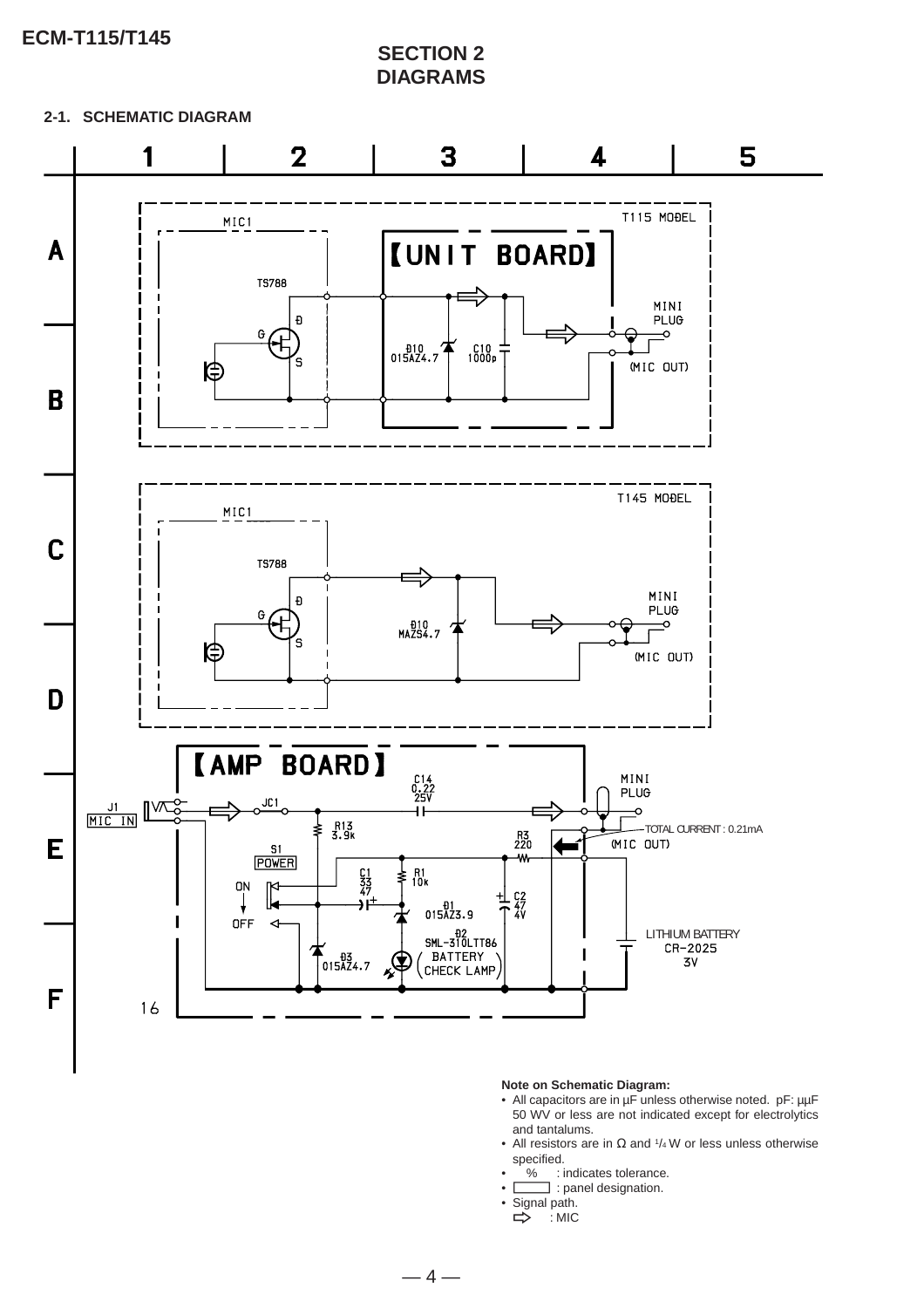# SECTION 2
# DIAGRAMS

## 2-1. SCHEMATIC DIAGRAM

T115 MODEL

MIC1

【UNIT BOARD】

TS788

D

G

S

D10 015AZ4.7

C10 1000p

MINI PLUG

(MIC OUT)

T145 MODEL

MIC1

TS788

D

G

S

D10 MAZS4.7

MINI PLUG

(MIC OUT)

【AMP BOARD】

J1 MIC IN

JC1

C14 0.22 25V

MINI PLUG

TOTAL CURRENT : 0.21mA

(MIC OUT)

R13 3.9k

R3 220

S1 POWER

ON

OFF

C1 33 47

R1 10k

D1 015AZ3.9

C2 47 4V

D2 SML-310LTT86 (BATTERY CHECK LAMP)

D3 015AZ4.7

LITHIUM BATTERY CR-2025 3V

16

**Note on Schematic Diagram:**

- All capacitors are in μF unless otherwise noted. pF: μμF 50 WV or less are not indicated except for electrolytics and tantalums.
- All resistors are in Ω and 1/4 W or less unless otherwise specified.
- % : indicates tolerance.
- ▭ : panel designation.
- Signal path.
  ⇨ : MIC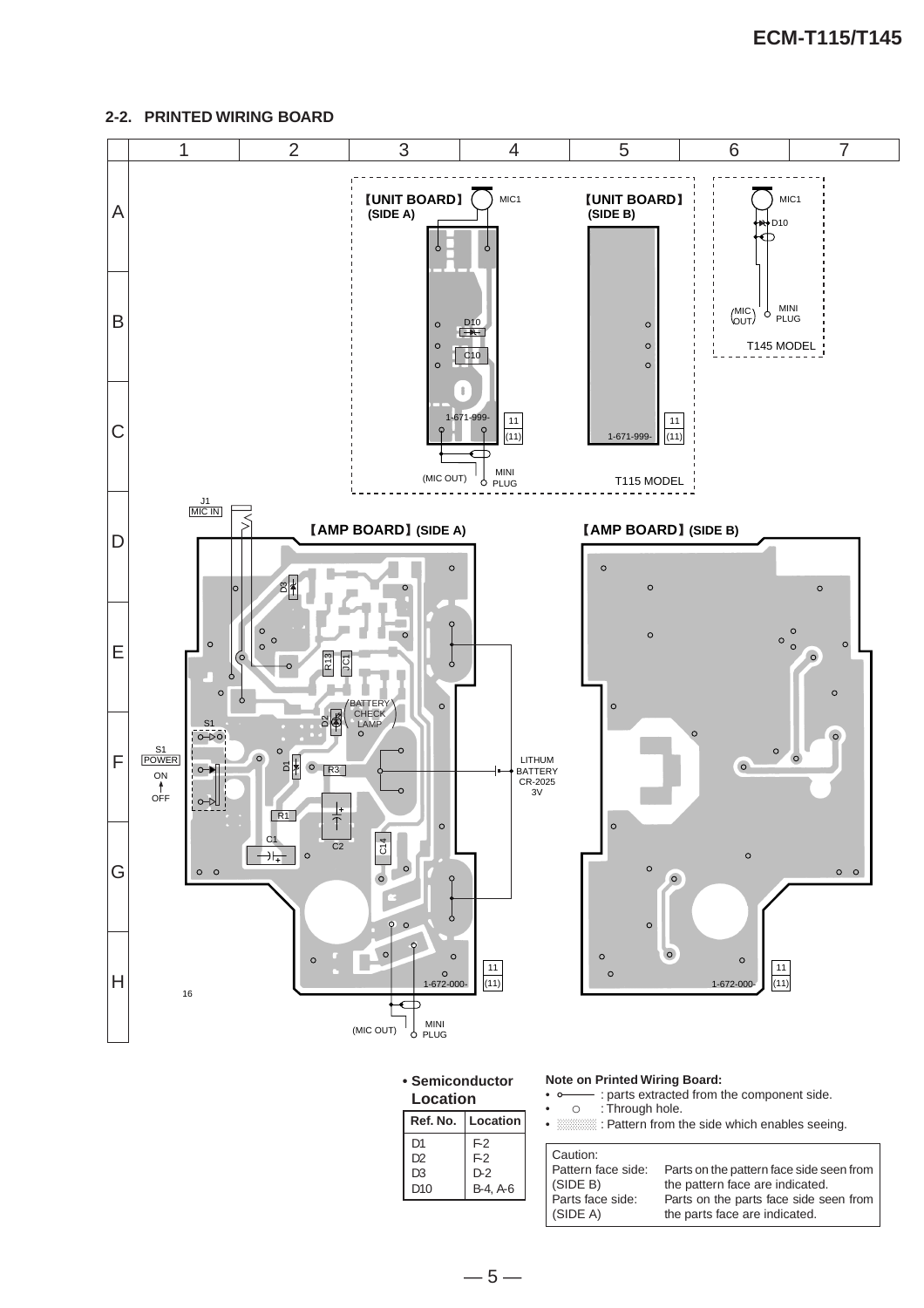## 2-2. PRINTED WIRING BOARD

【UNIT BOARD】(SIDE A)

【UNIT BOARD】(SIDE B)

T115 MODEL

T145 MODEL

【AMP BOARD】(SIDE A)

【AMP BOARD】(SIDE B)

**• Semiconductor Location**

| Ref. No. | Location |
|---|---|
| D1 | F-2 |
| D2 | F-2 |
| D3 | D-2 |
| D10 | B-4, A-6 |

**Note on Printed Wiring Board:**

- ○——— : parts extracted from the component side.
- ○ : Through hole.
- ░░ : Pattern from the side which enables seeing.

| Caution: | |
|---|---|
| Pattern face side: (SIDE B) | Parts on the pattern face side seen from the pattern face are indicated. |
| Parts face side: (SIDE A) | Parts on the parts face side seen from the parts face are indicated. |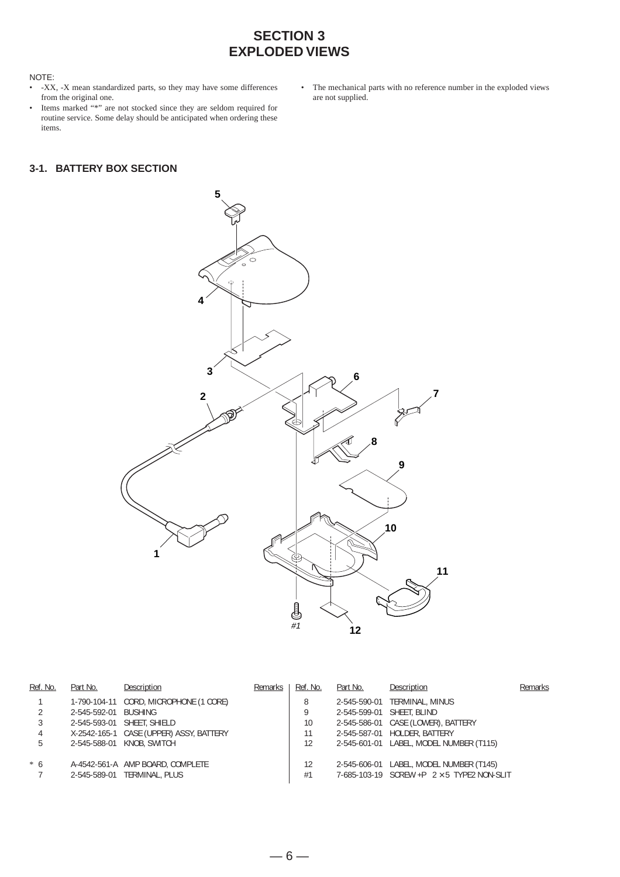# SECTION 3
# EXPLODED VIEWS

NOTE:
- -XX, -X mean standardized parts, so they may have some differences from the original one.
- Items marked "*" are not stocked since they are seldom required for routine service. Some delay should be anticipated when ordering these items.
- The mechanical parts with no reference number in the exploded views are not supplied.

## 3-1. BATTERY BOX SECTION

| Ref. No. | Part No. | Description | Remarks |
|---|---|---|---|
| 1 | 1-790-104-11 | CORD, MICROPHONE (1 CORE) | |
| 2 | 2-545-592-01 | BUSHING | |
| 3 | 2-545-593-01 | SHEET, SHIELD | |
| 4 | X-2542-165-1 | CASE (UPPER) ASSY, BATTERY | |
| 5 | 2-545-588-01 | KNOB, SWITCH | |
| * 6 | A-4542-561-A | AMP BOARD, COMPLETE | |
| 7 | 2-545-589-01 | TERMINAL, PLUS | |
| 8 | 2-545-590-01 | TERMINAL, MINUS | |
| 9 | 2-545-599-01 | SHEET, BLIND | |
| 10 | 2-545-586-01 | CASE (LOWER), BATTERY | |
| 11 | 2-545-587-01 | HOLDER, BATTERY | |
| 12 | 2-545-601-01 | LABEL, MODEL NUMBER (T115) | |
| 12 | 2-545-606-01 | LABEL, MODEL NUMBER (T145) | |
| #1 | 7-685-103-19 | SCREW +P 2 × 5 TYPE2 NON-SLIT | |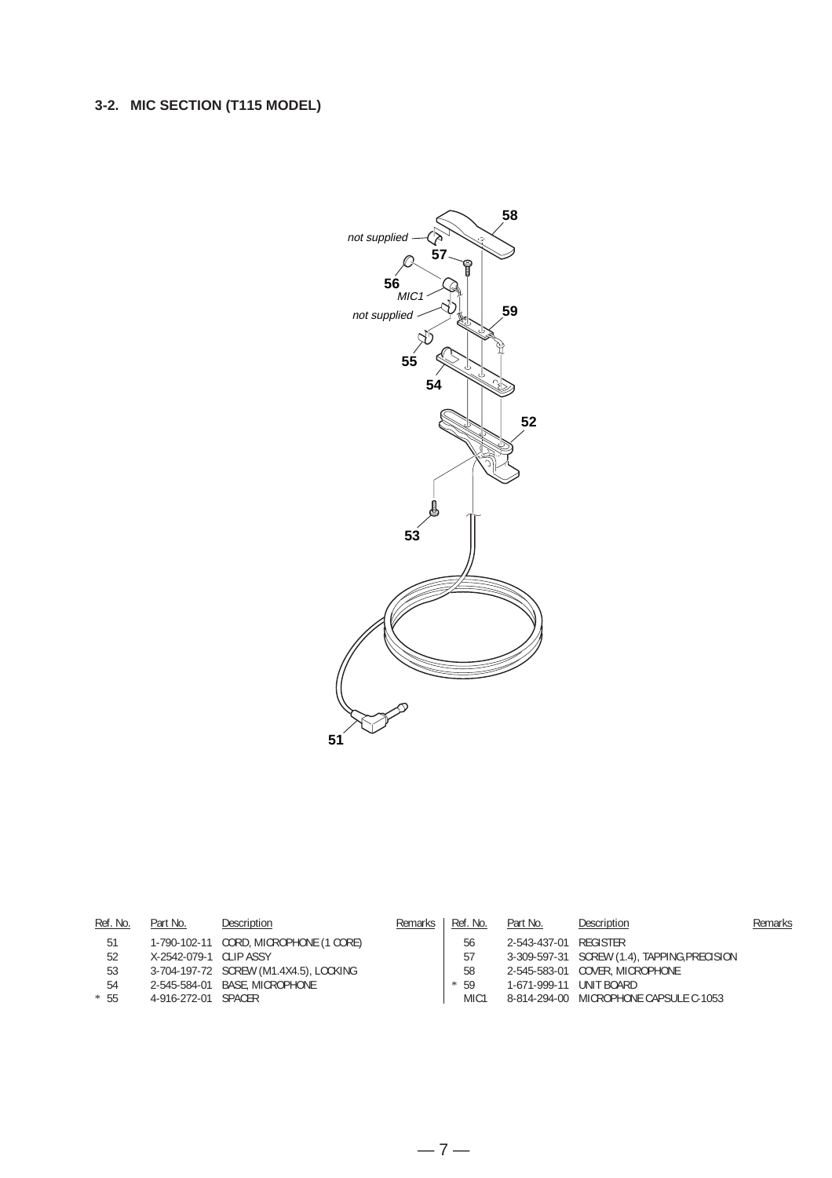### 3-2. MIC SECTION (T115 MODEL)

| Ref. No. | Part No. | Description | Remarks |
|---|---|---|---|
| 51 | 1-790-102-11 | CORD, MICROPHONE (1 CORE) | |
| 52 | X-2542-079-1 | CLIP ASSY | |
| 53 | 3-704-197-72 | SCREW (M1.4X4.5), LOCKING | |
| 54 | 2-545-584-01 | BASE, MICROPHONE | |
| * 55 | 4-916-272-01 | SPACER | |
| 56 | 2-543-437-01 | REGISTER | |
| 57 | 3-309-597-31 | SCREW (1.4), TAPPING,PRECISION | |
| 58 | 2-545-583-01 | COVER, MICROPHONE | |
| * 59 | 1-671-999-11 | UNIT BOARD | |
| MIC1 | 8-814-294-00 | MICROPHONE CAPSULE C-1053 | |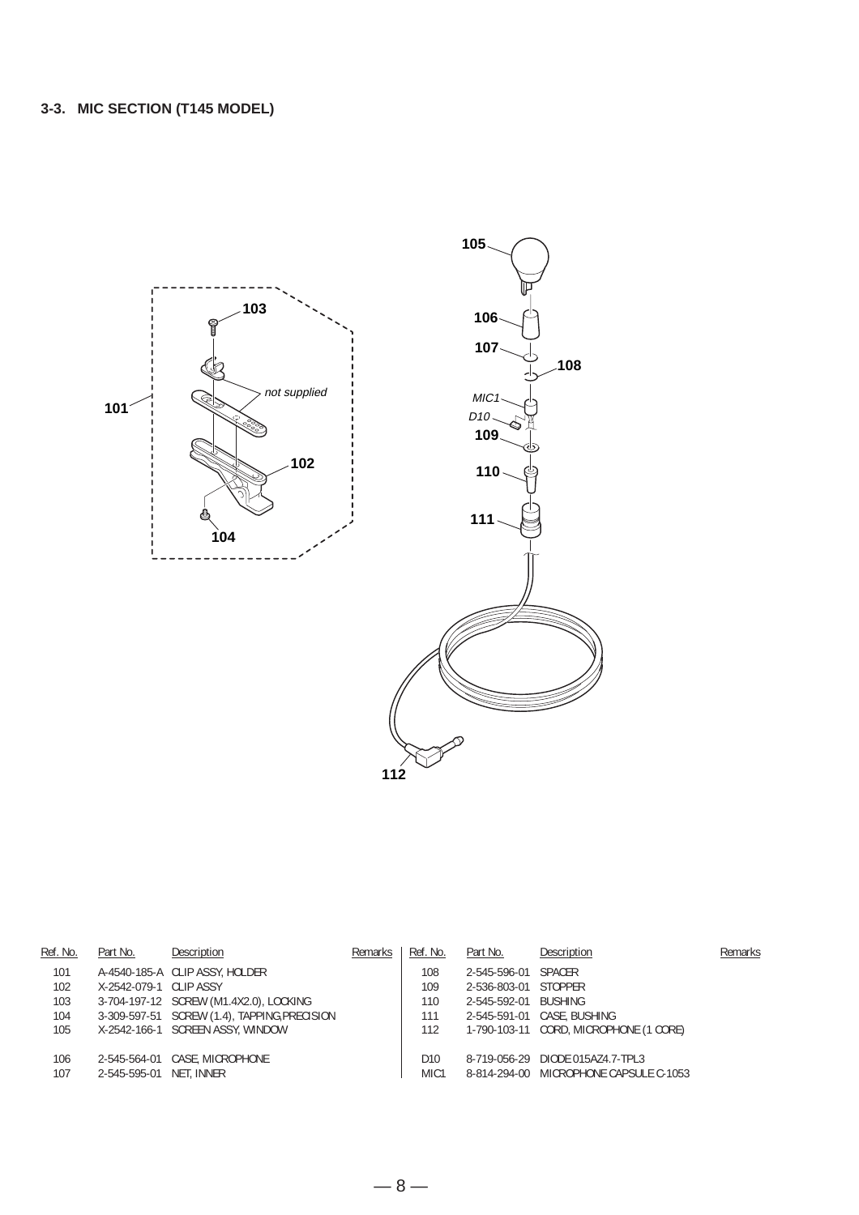### 3-3. MIC SECTION (T145 MODEL)

| Ref. No. | Part No. | Description | Remarks | Ref. No. | Part No. | Description | Remarks |
|---|---|---|---|---|---|---|---|
| 101 | A-4540-185-A | CLIP ASSY, HOLDER | | 108 | 2-545-596-01 | SPACER | |
| 102 | X-2542-079-1 | CLIP ASSY | | 109 | 2-536-803-01 | STOPPER | |
| 103 | 3-704-197-12 | SCREW (M1.4X2.0), LOCKING | | 110 | 2-545-592-01 | BUSHING | |
| 104 | 3-309-597-51 | SCREW (1.4), TAPPING,PRECISION | | 111 | 2-545-591-01 | CASE, BUSHING | |
| 105 | X-2542-166-1 | SCREEN ASSY, WINDOW | | 112 | 1-790-103-11 | CORD, MICROPHONE (1 CORE) | |
| 106 | 2-545-564-01 | CASE, MICROPHONE | | D10 | 8-719-056-29 | DIODE 015AZ4.7-TPL3 | |
| 107 | 2-545-595-01 | NET, INNER | | MIC1 | 8-814-294-00 | MICROPHONE CAPSULE C-1053 | |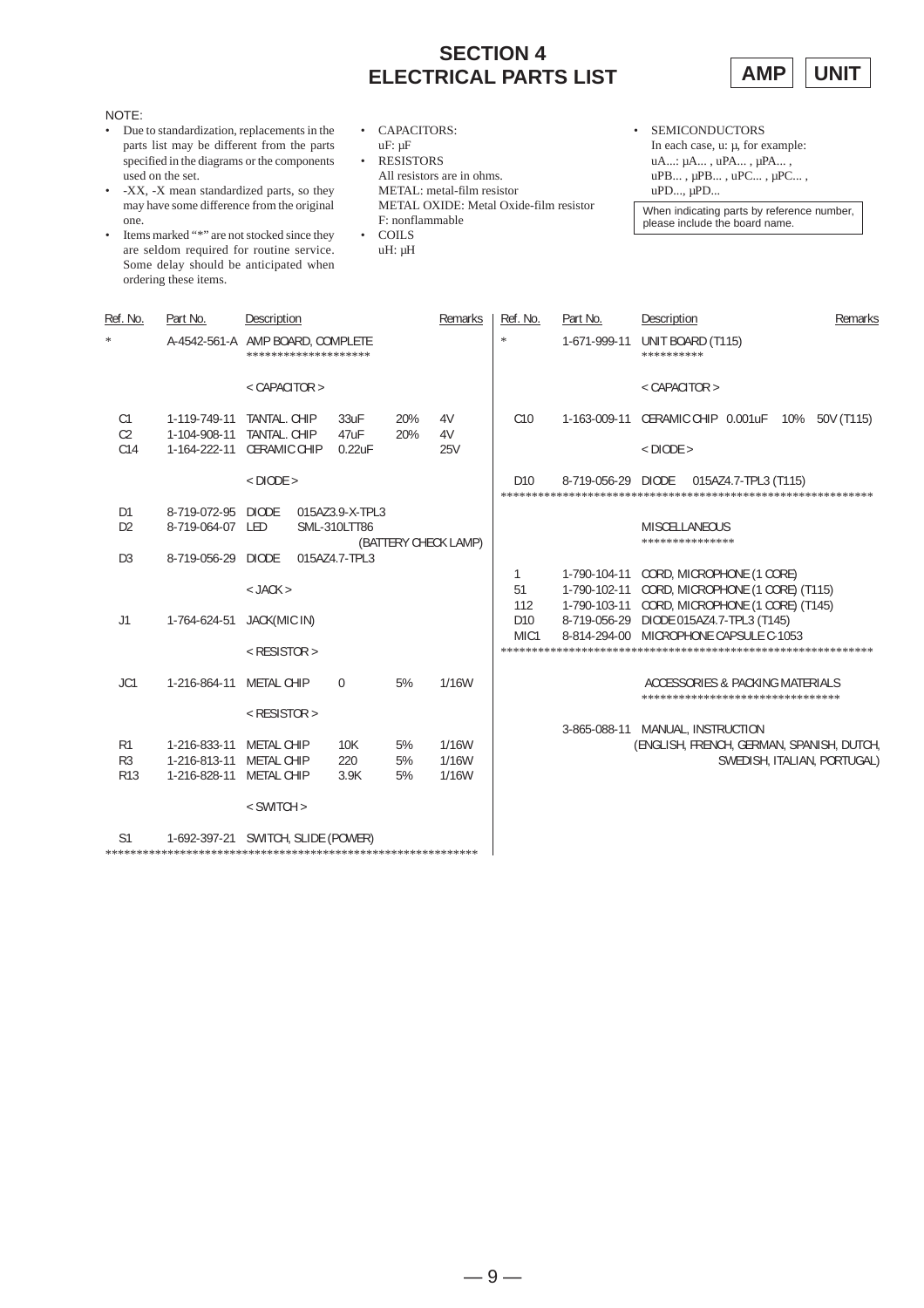# SECTION 4
# ELECTRICAL PARTS LIST

**AMP** **UNIT**

NOTE:

- Due to standardization, replacements in the parts list may be different from the parts specified in the diagrams or the components used on the set.
- -XX, -X mean standardized parts, so they may have some difference from the original one.
- Items marked "*" are not stocked since they are seldom required for routine service. Some delay should be anticipated when ordering these items.

- CAPACITORS:
  uF: μF
- RESISTORS
  All resistors are in ohms.
  METAL: metal-film resistor
  METAL OXIDE: Metal Oxide-film resistor
  F: nonflammable
- COILS
  uH: μH

- SEMICONDUCTORS
  In each case, u: μ, for example:
  uA...: μA... , uPA... , μPA... ,
  uPB... , μPB... , uPC... , μPC... ,
  uPD..., μPD...

When indicating parts by reference number, please include the board name.

| Ref. No. | Part No. | Description | | | | Remarks |
|---|---|---|---|---|---|---|
| * | A-4542-561-A | AMP BOARD, COMPLETE | | | | |
| | | ******************** | | | | |
| | | < CAPACITOR > | | | | |
| C1 | 1-119-749-11 | TANTAL. CHIP | 33uF | 20% | | 4V |
| C2 | 1-104-908-11 | TANTAL. CHIP | 47uF | 20% | | 4V |
| C14 | 1-164-222-11 | CERAMIC CHIP | 0.22uF | | | 25V |
| | | < DIODE > | | | | |
| D1 | 8-719-072-95 | DIODE | 015AZ3.9-X-TPL3 | | | |
| D2 | 8-719-064-07 | LED | SML-310LTT86 | | | |
| | | | | (BATTERY CHECK LAMP) | | |
| D3 | 8-719-056-29 | DIODE | 015AZ4.7-TPL3 | | | |
| | | < JACK > | | | | |
| J1 | 1-764-624-51 | JACK(MIC IN) | | | | |
| | | < RESISTOR > | | | | |
| JC1 | 1-216-864-11 | METAL CHIP | 0 | 5% | | 1/16W |
| | | < RESISTOR > | | | | |
| R1 | 1-216-833-11 | METAL CHIP | 10K | 5% | | 1/16W |
| R3 | 1-216-813-11 | METAL CHIP | 220 | 5% | | 1/16W |
| R13 | 1-216-828-11 | METAL CHIP | 3.9K | 5% | | 1/16W |
| | | < SWITCH > | | | | |
| S1 | 1-692-397-21 | SWITCH, SLIDE (POWER) | | | | |

**************************************************************

| Ref. No. | Part No. | Description | Remarks |
|---|---|---|---|
| * | 1-671-999-11 | UNIT BOARD (T115) | |
| | | ********** | |
| | | < CAPACITOR > | |
| C10 | 1-163-009-11 | CERAMIC CHIP 0.001uF 10% | 50V (T115) |
| | | < DIODE > | |
| D10 | 8-719-056-29 | DIODE 015AZ4.7-TPL3 (T115) | |

**************************************************************

| Ref. No. | Part No. | Description | Remarks |
|---|---|---|---|
| | | MISCELLANEOUS | |
| | | *************** | |
| 1 | 1-790-104-11 | CORD, MICROPHONE (1 CORE) | |
| 51 | 1-790-102-11 | CORD, MICROPHONE (1 CORE) (T115) | |
| 112 | 1-790-103-11 | CORD, MICROPHONE (1 CORE) (T145) | |
| D10 | 8-719-056-29 | DIODE 015AZ4.7-TPL3 (T145) | |
| MIC1 | 8-814-294-00 | MICROPHONE CAPSULE C-1053 | |

**************************************************************

| Ref. No. | Part No. | Description | Remarks |
|---|---|---|---|
| | | ACCESSORIES & PACKING MATERIALS | |
| | | ******************************** | |
| | 3-865-088-11 | MANUAL, INSTRUCTION (ENGLISH, FRENCH, GERMAN, SPANISH, DUTCH, SWEDISH, ITALIAN, PORTUGAL) | |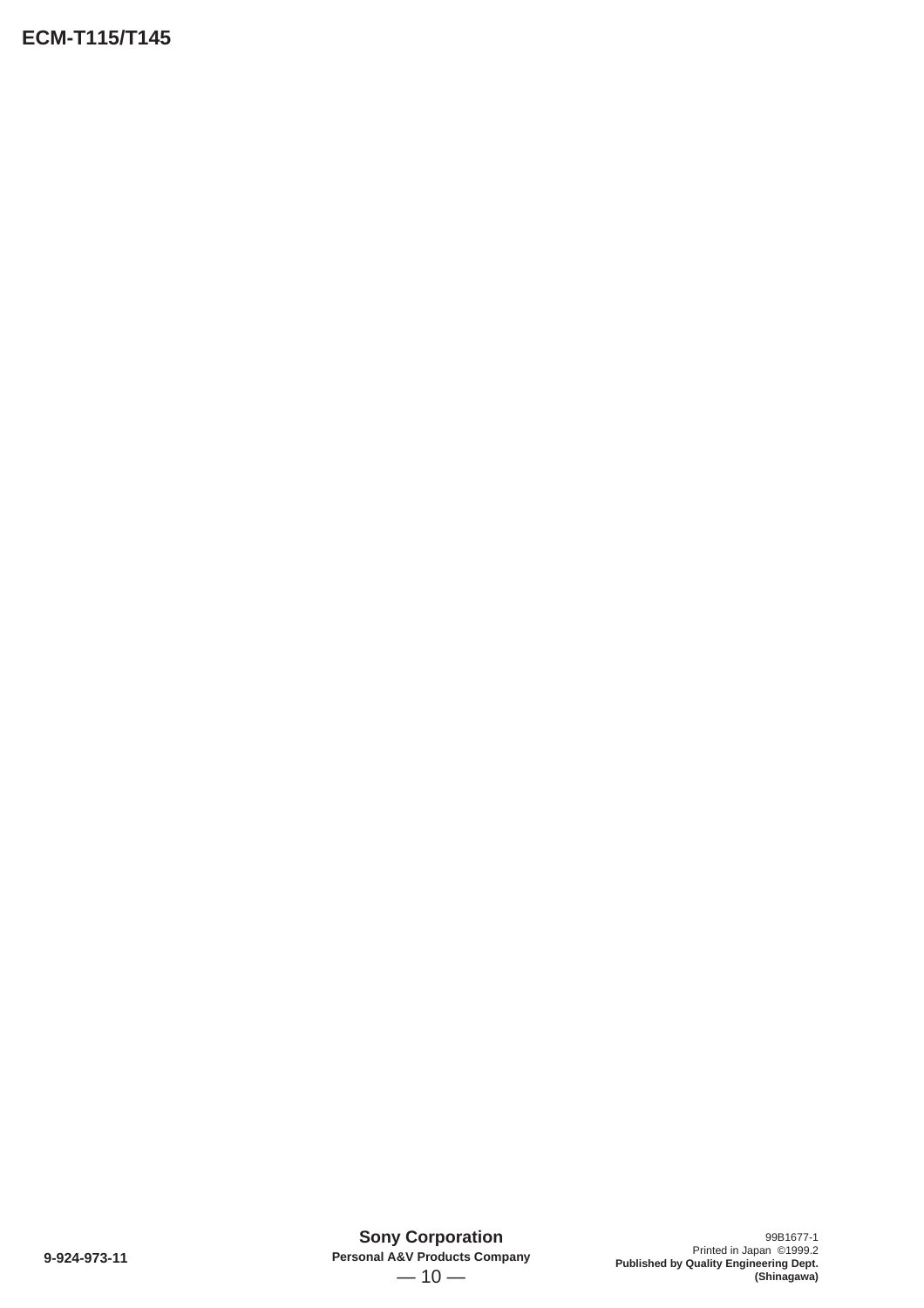9-924-973-11

**Sony Corporation**
**Personal A&V Products Company**

99B1677-1
Printed in Japan ©1999.2
**Published by Quality Engineering Dept.**
**(Shinagawa)**